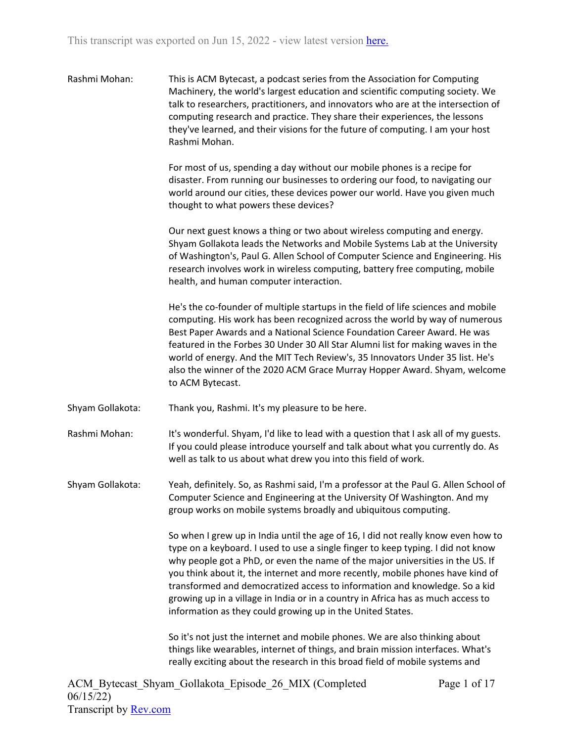This transcript was exported on Jun 15, 2022 - view latest version here.

Rashmi Mohan: This is ACM Bytecast, a podcast series from the Association for Computing Machinery, the world's largest education and scientific computing society. We talk to researchers, practitioners, and innovators who are at the intersection of computing research and practice. They share their experiences, the lessons they've learned, and their visions for the future of computing. I am your host Rashmi Mohan.

For most of us, spending a day without our mobile phones is a recipe for disaster. From running our businesses to ordering our food, to navigating our world around our cities, these devices power our world. Have you given much thought to what powers these devices?

Our next guest knows a thing or two about wireless computing and energy. Shyam Gollakota leads the Networks and Mobile Systems Lab at the University of Washington's, Paul G. Allen School of Computer Science and Engineering. His research involves work in wireless computing, battery free computing, mobile health, and human computer interaction.

He's the co-founder of multiple startups in the field of life sciences and mobile computing. His work has been recognized across the world by way of numerous Best Paper Awards and a National Science Foundation Career Award. He was featured in the Forbes 30 Under 30 All Star Alumni list for making waves in the world of energy. And the MIT Tech Review's, 35 Innovators Under 35 list. He's also the winner of the 2020 ACM Grace Murray Hopper Award. Shyam, welcome to ACM Bytecast.

Shyam Gollakota: Thank you, Rashmi. It's my pleasure to be here.

Rashmi Mohan: It's wonderful. Shyam, I'd like to lead with a question that I ask all of my guests. If you could please introduce yourself and talk about what you currently do. As well as talk to us about what drew you into this field of work.

Shyam Gollakota: Yeah, definitely. So, as Rashmi said, I'm a professor at the Paul G. Allen School of Computer Science and Engineering at the University Of Washington. And my group works on mobile systems broadly and ubiquitous computing.

So when I grew up in India until the age of 16, I did not really know even how to type on a keyboard. I used to use a single finger to keep typing. I did not know why people got a PhD, or even the name of the major universities in the US. If you think about it, the internet and more recently, mobile phones have kind of transformed and democratized access to information and knowledge. So a kid growing up in a village in India or in a country in Africa has as much access to information as they could growing up in the United States.

So it's not just the internet and mobile phones. We are also thinking about things like wearables, internet of things, and brain mission interfaces. What's really exciting about the research in this broad field of mobile systems and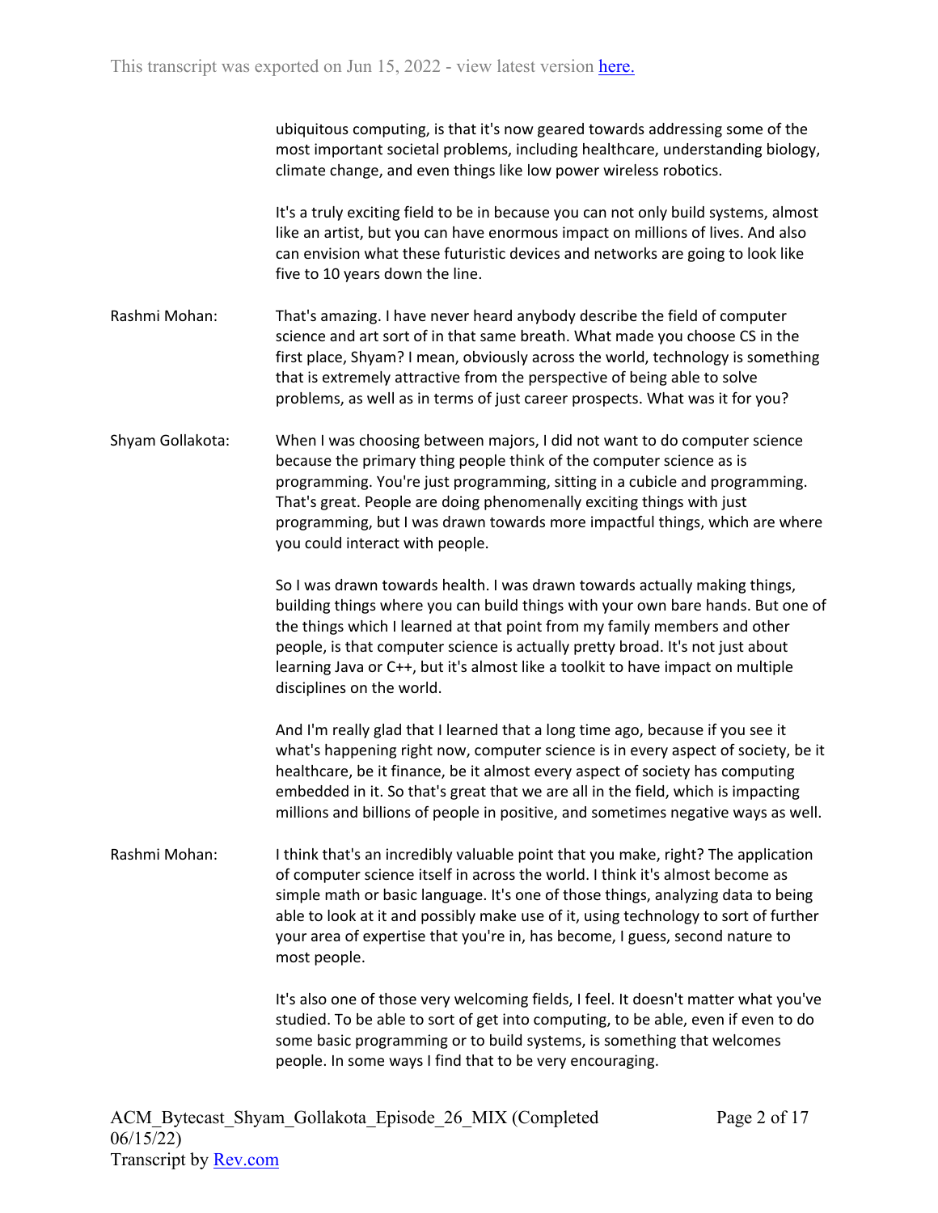ubiquitous computing, is that it's now geared towards addressing some of the most important societal problems, including healthcare, understanding biology, climate change, and even things like low power wireless robotics.

It's a truly exciting field to be in because you can not only build systems, almost like an artist, but you can have enormous impact on millions of lives. And also can envision what these futuristic devices and networks are going to look like five to 10 years down the line.

**Rashmi Mohan:** That's amazing. I have never heard anybody describe the field of computer science and art sort of in that same breath. What made you choose CS in the first place, Shyam? I mean, obviously across the world, technology is something that is extremely attractive from the perspective of being able to solve problems, as well as in terms of just career prospects. What was it for you?

**Shyam Gollakota:** When I was choosing between majors, I did not want to do computer science because the primary thing people think of the computer science as is programming. You're just programming, sitting in a cubicle and programming. That's great. People are doing phenomenally exciting things with just programming, but I was drawn towards more impactful things, which are where you could interact with people.

So I was drawn towards health. I was drawn towards actually making things, building things where you can build things with your own bare hands. But one of the things which I learned at that point from my family members and other people, is that computer science is actually pretty broad. It's not just about learning Java or C++, but it's almost like a toolkit to have impact on multiple disciplines on the world.

And I'm really glad that I learned that a long time ago, because if you see it what's happening right now, computer science is in every aspect of society, be it healthcare, be it finance, be it almost every aspect of society has computing embedded in it. So that's great that we are all in the field, which is impacting millions and billions of people in positive, and sometimes negative ways as well.

**Rashmi Mohan:** I think that's an incredibly valuable point that you make, right? The application of computer science itself in across the world. I think it's almost become as simple math or basic language. It's one of those things, analyzing data to being able to look at it and possibly make use of it, using technology to sort of further your area of expertise that you're in, has become, I guess, second nature to most people.

It's also one of those very welcoming fields, I feel. It doesn't matter what you've studied. To be able to sort of get into computing, to be able, even if even to do some basic programming or to build systems, is something that welcomes people. In some ways I find that to be very encouraging.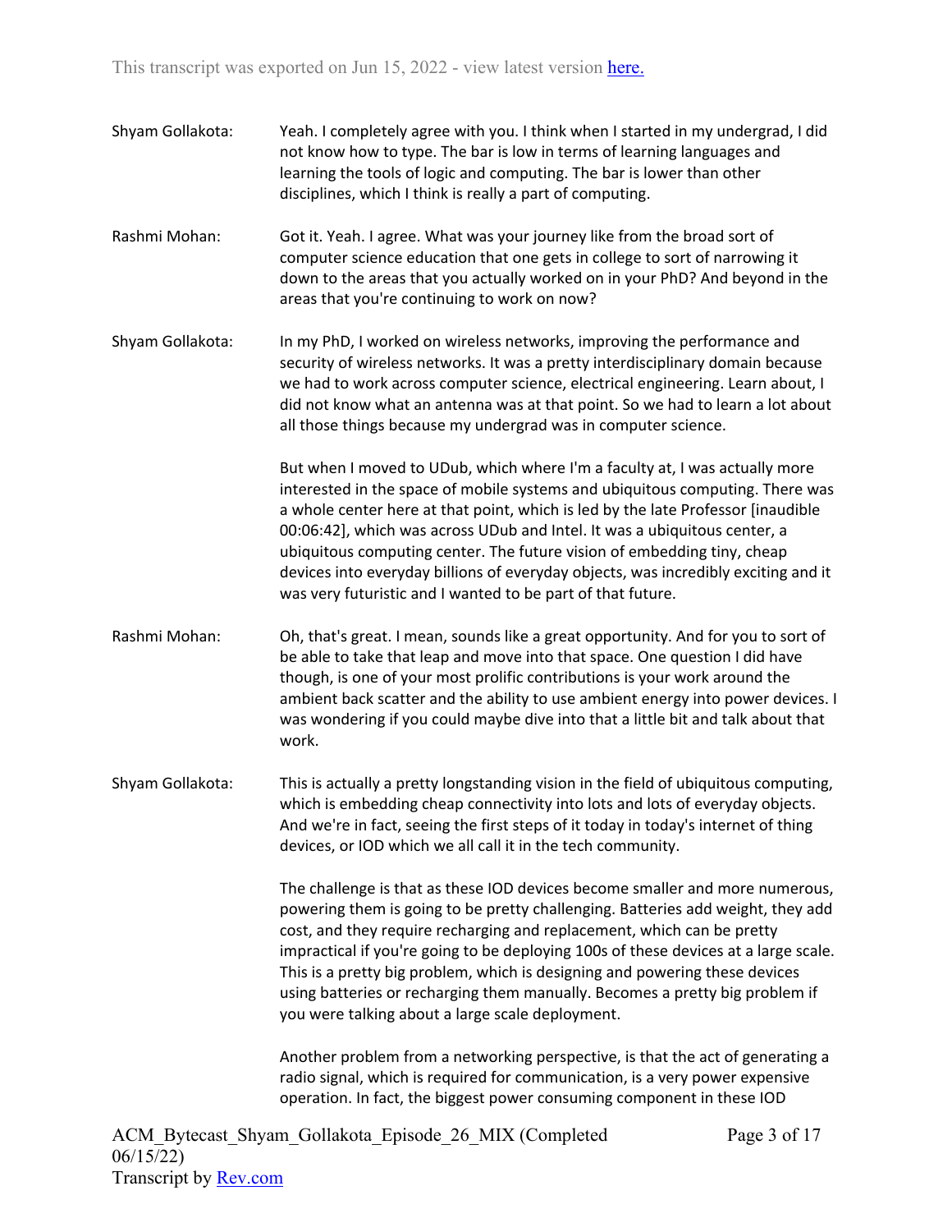Shyam Gollakota: Yeah. I completely agree with you. I think when I started in my undergrad, I did not know how to type. The bar is low in terms of learning languages and learning the tools of logic and computing. The bar is lower than other disciplines, which I think is really a part of computing.

Rashmi Mohan: Got it. Yeah. I agree. What was your journey like from the broad sort of computer science education that one gets in college to sort of narrowing it down to the areas that you actually worked on in your PhD? And beyond in the areas that you're continuing to work on now?

Shyam Gollakota: In my PhD, I worked on wireless networks, improving the performance and security of wireless networks. It was a pretty interdisciplinary domain because we had to work across computer science, electrical engineering. Learn about, I did not know what an antenna was at that point. So we had to learn a lot about all those things because my undergrad was in computer science.

But when I moved to UDub, which where I'm a faculty at, I was actually more interested in the space of mobile systems and ubiquitous computing. There was a whole center here at that point, which is led by the late Professor [inaudible 00:06:42], which was across UDub and Intel. It was a ubiquitous center, a ubiquitous computing center. The future vision of embedding tiny, cheap devices into everyday billions of everyday objects, was incredibly exciting and it was very futuristic and I wanted to be part of that future.

Rashmi Mohan: Oh, that's great. I mean, sounds like a great opportunity. And for you to sort of be able to take that leap and move into that space. One question I did have though, is one of your most prolific contributions is your work around the ambient back scatter and the ability to use ambient energy into power devices. I was wondering if you could maybe dive into that a little bit and talk about that work.

Shyam Gollakota: This is actually a pretty longstanding vision in the field of ubiquitous computing, which is embedding cheap connectivity into lots and lots of everyday objects. And we're in fact, seeing the first steps of it today in today's internet of thing devices, or IOD which we all call it in the tech community.

The challenge is that as these IOD devices become smaller and more numerous, powering them is going to be pretty challenging. Batteries add weight, they add cost, and they require recharging and replacement, which can be pretty impractical if you're going to be deploying 100s of these devices at a large scale. This is a pretty big problem, which is designing and powering these devices using batteries or recharging them manually. Becomes a pretty big problem if you were talking about a large scale deployment.

Another problem from a networking perspective, is that the act of generating a radio signal, which is required for communication, is a very power expensive operation. In fact, the biggest power consuming component in these IOD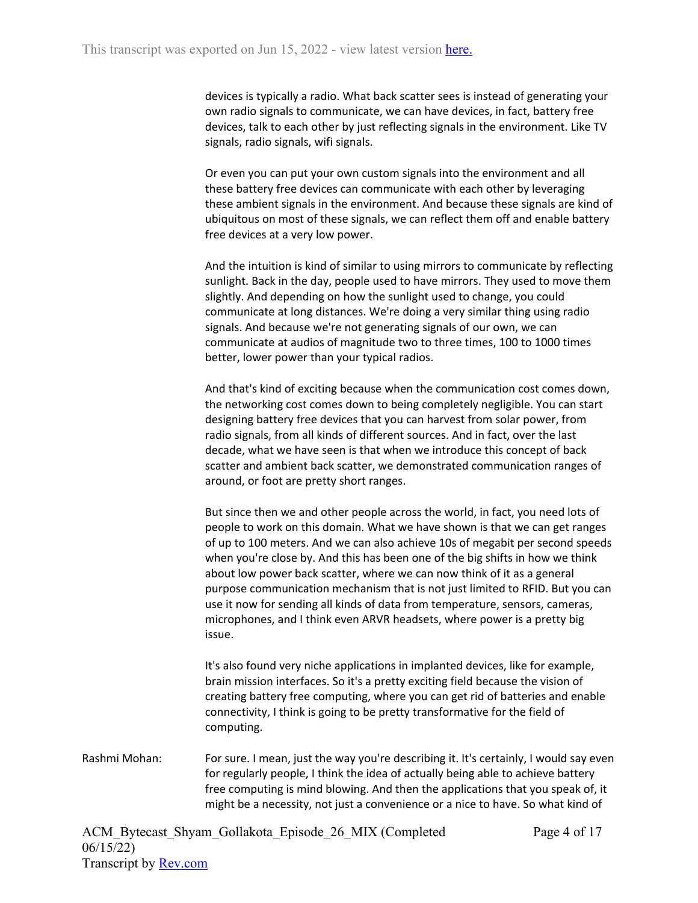devices is typically a radio. What back scatter sees is instead of generating your own radio signals to communicate, we can have devices, in fact, battery free devices, talk to each other by just reflecting signals in the environment. Like TV signals, radio signals, wifi signals.

Or even you can put your own custom signals into the environment and all these battery free devices can communicate with each other by leveraging these ambient signals in the environment. And because these signals are kind of ubiquitous on most of these signals, we can reflect them off and enable battery free devices at a very low power.

And the intuition is kind of similar to using mirrors to communicate by reflecting sunlight. Back in the day, people used to have mirrors. They used to move them slightly. And depending on how the sunlight used to change, you could communicate at long distances. We're doing a very similar thing using radio signals. And because we're not generating signals of our own, we can communicate at audios of magnitude two to three times, 100 to 1000 times better, lower power than your typical radios.

And that's kind of exciting because when the communication cost comes down, the networking cost comes down to being completely negligible. You can start designing battery free devices that you can harvest from solar power, from radio signals, from all kinds of different sources. And in fact, over the last decade, what we have seen is that when we introduce this concept of back scatter and ambient back scatter, we demonstrated communication ranges of around, or foot are pretty short ranges.

But since then we and other people across the world, in fact, you need lots of people to work on this domain. What we have shown is that we can get ranges of up to 100 meters. And we can also achieve 10s of megabit per second speeds when you're close by. And this has been one of the big shifts in how we think about low power back scatter, where we can now think of it as a general purpose communication mechanism that is not just limited to RFID. But you can use it now for sending all kinds of data from temperature, sensors, cameras, microphones, and I think even ARVR headsets, where power is a pretty big issue.

It's also found very niche applications in implanted devices, like for example, brain mission interfaces. So it's a pretty exciting field because the vision of creating battery free computing, where you can get rid of batteries and enable connectivity, I think is going to be pretty transformative for the field of computing.

Rashmi Mohan: For sure. I mean, just the way you're describing it. It's certainly, I would say even for regularly people, I think the idea of actually being able to achieve battery free computing is mind blowing. And then the applications that you speak of, it might be a necessity, not just a convenience or a nice to have. So what kind of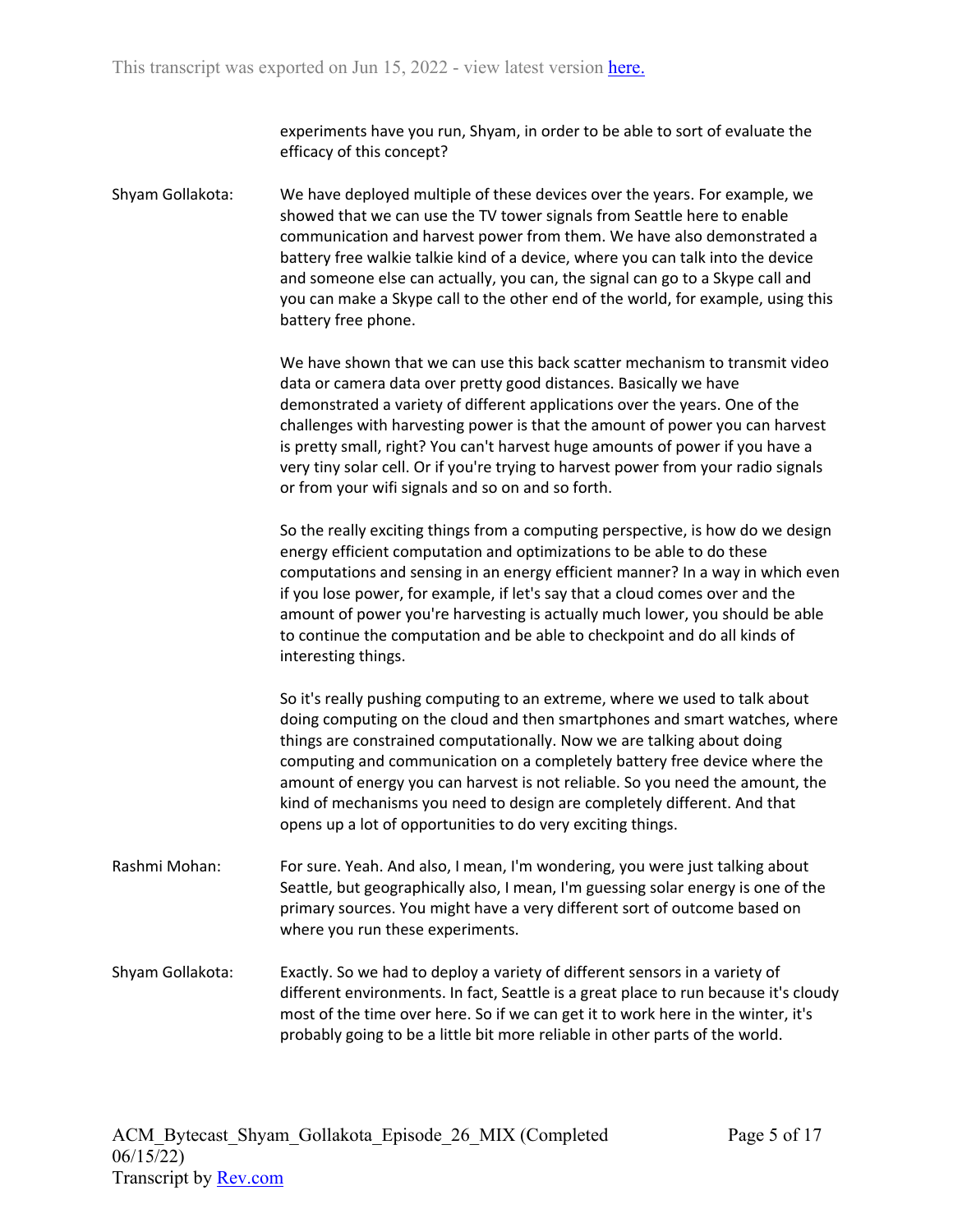experiments have you run, Shyam, in order to be able to sort of evaluate the efficacy of this concept?

**Shyam Gollakota:** We have deployed multiple of these devices over the years. For example, we showed that we can use the TV tower signals from Seattle here to enable communication and harvest power from them. We have also demonstrated a battery free walkie talkie kind of a device, where you can talk into the device and someone else can actually, you can, the signal can go to a Skype call and you can make a Skype call to the other end of the world, for example, using this battery free phone.

We have shown that we can use this back scatter mechanism to transmit video data or camera data over pretty good distances. Basically we have demonstrated a variety of different applications over the years. One of the challenges with harvesting power is that the amount of power you can harvest is pretty small, right? You can't harvest huge amounts of power if you have a very tiny solar cell. Or if you're trying to harvest power from your radio signals or from your wifi signals and so on and so forth.

So the really exciting things from a computing perspective, is how do we design energy efficient computation and optimizations to be able to do these computations and sensing in an energy efficient manner? In a way in which even if you lose power, for example, if let's say that a cloud comes over and the amount of power you're harvesting is actually much lower, you should be able to continue the computation and be able to checkpoint and do all kinds of interesting things.

So it's really pushing computing to an extreme, where we used to talk about doing computing on the cloud and then smartphones and smart watches, where things are constrained computationally. Now we are talking about doing computing and communication on a completely battery free device where the amount of energy you can harvest is not reliable. So you need the amount, the kind of mechanisms you need to design are completely different. And that opens up a lot of opportunities to do very exciting things.

**Rashmi Mohan:** For sure. Yeah. And also, I mean, I'm wondering, you were just talking about Seattle, but geographically also, I mean, I'm guessing solar energy is one of the primary sources. You might have a very different sort of outcome based on where you run these experiments.

**Shyam Gollakota:** Exactly. So we had to deploy a variety of different sensors in a variety of different environments. In fact, Seattle is a great place to run because it's cloudy most of the time over here. So if we can get it to work here in the winter, it's probably going to be a little bit more reliable in other parts of the world.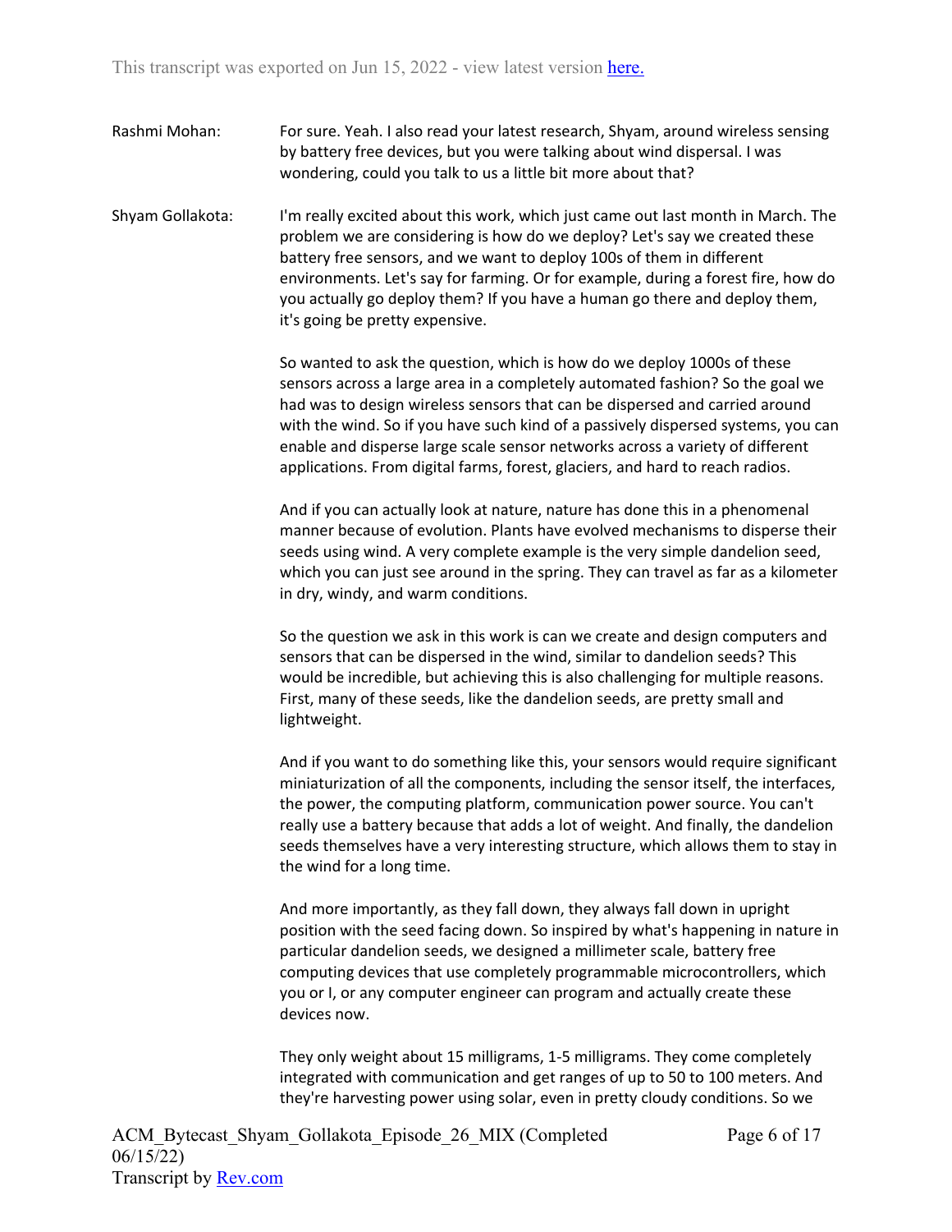**Rashmi Mohan:** For sure. Yeah. I also read your latest research, Shyam, around wireless sensing by battery free devices, but you were talking about wind dispersal. I was wondering, could you talk to us a little bit more about that?

**Shyam Gollakota:** I'm really excited about this work, which just came out last month in March. The problem we are considering is how do we deploy? Let's say we created these battery free sensors, and we want to deploy 100s of them in different environments. Let's say for farming. Or for example, during a forest fire, how do you actually go deploy them? If you have a human go there and deploy them, it's going be pretty expensive.

So wanted to ask the question, which is how do we deploy 1000s of these sensors across a large area in a completely automated fashion? So the goal we had was to design wireless sensors that can be dispersed and carried around with the wind. So if you have such kind of a passively dispersed systems, you can enable and disperse large scale sensor networks across a variety of different applications. From digital farms, forest, glaciers, and hard to reach radios.

And if you can actually look at nature, nature has done this in a phenomenal manner because of evolution. Plants have evolved mechanisms to disperse their seeds using wind. A very complete example is the very simple dandelion seed, which you can just see around in the spring. They can travel as far as a kilometer in dry, windy, and warm conditions.

So the question we ask in this work is can we create and design computers and sensors that can be dispersed in the wind, similar to dandelion seeds? This would be incredible, but achieving this is also challenging for multiple reasons. First, many of these seeds, like the dandelion seeds, are pretty small and lightweight.

And if you want to do something like this, your sensors would require significant miniaturization of all the components, including the sensor itself, the interfaces, the power, the computing platform, communication power source. You can't really use a battery because that adds a lot of weight. And finally, the dandelion seeds themselves have a very interesting structure, which allows them to stay in the wind for a long time.

And more importantly, as they fall down, they always fall down in upright position with the seed facing down. So inspired by what's happening in nature in particular dandelion seeds, we designed a millimeter scale, battery free computing devices that use completely programmable microcontrollers, which you or I, or any computer engineer can program and actually create these devices now.

They only weight about 15 milligrams, 1-5 milligrams. They come completely integrated with communication and get ranges of up to 50 to 100 meters. And they're harvesting power using solar, even in pretty cloudy conditions. So we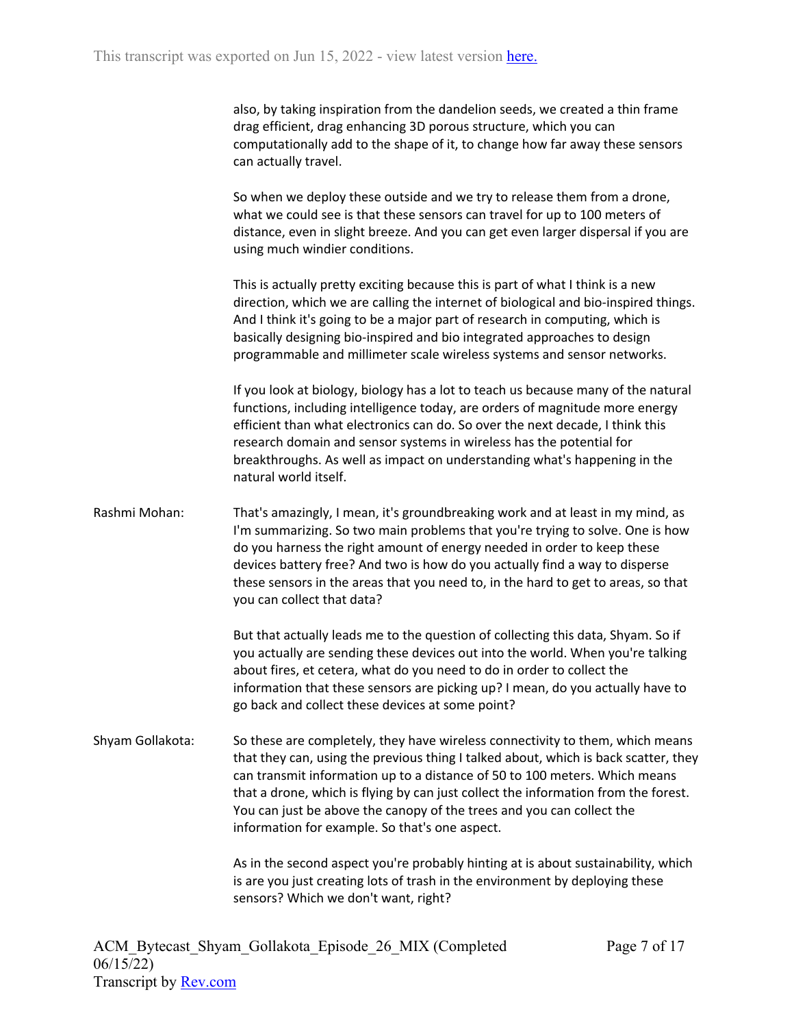also, by taking inspiration from the dandelion seeds, we created a thin frame drag efficient, drag enhancing 3D porous structure, which you can computationally add to the shape of it, to change how far away these sensors can actually travel.

So when we deploy these outside and we try to release them from a drone, what we could see is that these sensors can travel for up to 100 meters of distance, even in slight breeze. And you can get even larger dispersal if you are using much windier conditions.

This is actually pretty exciting because this is part of what I think is a new direction, which we are calling the internet of biological and bio-inspired things. And I think it's going to be a major part of research in computing, which is basically designing bio-inspired and bio integrated approaches to design programmable and millimeter scale wireless systems and sensor networks.

If you look at biology, biology has a lot to teach us because many of the natural functions, including intelligence today, are orders of magnitude more energy efficient than what electronics can do. So over the next decade, I think this research domain and sensor systems in wireless has the potential for breakthroughs. As well as impact on understanding what's happening in the natural world itself.

Rashmi Mohan: That's amazingly, I mean, it's groundbreaking work and at least in my mind, as I'm summarizing. So two main problems that you're trying to solve. One is how do you harness the right amount of energy needed in order to keep these devices battery free? And two is how do you actually find a way to disperse these sensors in the areas that you need to, in the hard to get to areas, so that you can collect that data?

But that actually leads me to the question of collecting this data, Shyam. So if you actually are sending these devices out into the world. When you're talking about fires, et cetera, what do you need to do in order to collect the information that these sensors are picking up? I mean, do you actually have to go back and collect these devices at some point?

Shyam Gollakota: So these are completely, they have wireless connectivity to them, which means that they can, using the previous thing I talked about, which is back scatter, they can transmit information up to a distance of 50 to 100 meters. Which means that a drone, which is flying by can just collect the information from the forest. You can just be above the canopy of the trees and you can collect the information for example. So that's one aspect.

As in the second aspect you're probably hinting at is about sustainability, which is are you just creating lots of trash in the environment by deploying these sensors? Which we don't want, right?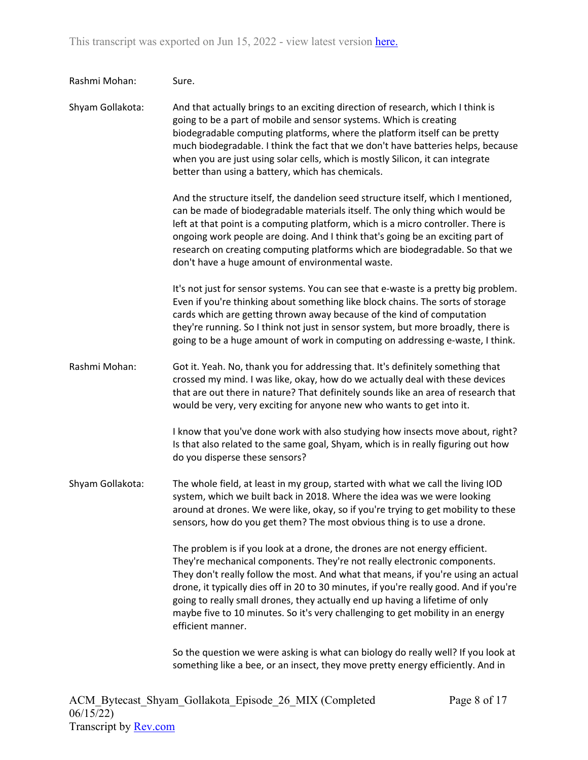Rashmi Mohan: Sure.

Shyam Gollakota: And that actually brings to an exciting direction of research, which I think is going to be a part of mobile and sensor systems. Which is creating biodegradable computing platforms, where the platform itself can be pretty much biodegradable. I think the fact that we don't have batteries helps, because when you are just using solar cells, which is mostly Silicon, it can integrate better than using a battery, which has chemicals.

And the structure itself, the dandelion seed structure itself, which I mentioned, can be made of biodegradable materials itself. The only thing which would be left at that point is a computing platform, which is a micro controller. There is ongoing work people are doing. And I think that's going be an exciting part of research on creating computing platforms which are biodegradable. So that we don't have a huge amount of environmental waste.

It's not just for sensor systems. You can see that e-waste is a pretty big problem. Even if you're thinking about something like block chains. The sorts of storage cards which are getting thrown away because of the kind of computation they're running. So I think not just in sensor system, but more broadly, there is going to be a huge amount of work in computing on addressing e-waste, I think.

Rashmi Mohan: Got it. Yeah. No, thank you for addressing that. It's definitely something that crossed my mind. I was like, okay, how do we actually deal with these devices that are out there in nature? That definitely sounds like an area of research that would be very, very exciting for anyone new who wants to get into it.

I know that you've done work with also studying how insects move about, right? Is that also related to the same goal, Shyam, which is in really figuring out how do you disperse these sensors?

Shyam Gollakota: The whole field, at least in my group, started with what we call the living IOD system, which we built back in 2018. Where the idea was we were looking around at drones. We were like, okay, so if you're trying to get mobility to these sensors, how do you get them? The most obvious thing is to use a drone.

The problem is if you look at a drone, the drones are not energy efficient. They're mechanical components. They're not really electronic components. They don't really follow the most. And what that means, if you're using an actual drone, it typically dies off in 20 to 30 minutes, if you're really good. And if you're going to really small drones, they actually end up having a lifetime of only maybe five to 10 minutes. So it's very challenging to get mobility in an energy efficient manner.

So the question we were asking is what can biology do really well? If you look at something like a bee, or an insect, they move pretty energy efficiently. And in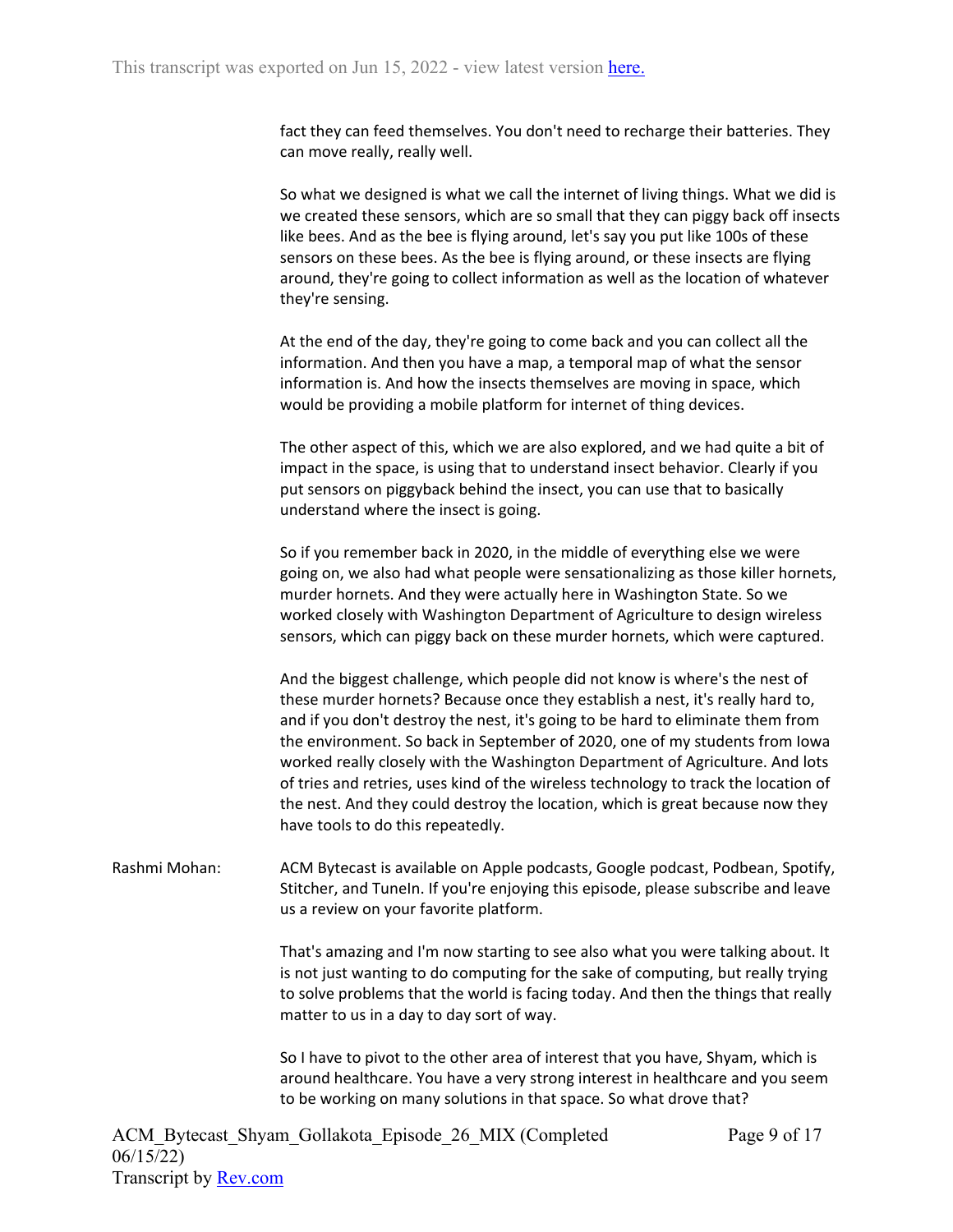fact they can feed themselves. You don't need to recharge their batteries. They can move really, really well.

So what we designed is what we call the internet of living things. What we did is we created these sensors, which are so small that they can piggy back off insects like bees. And as the bee is flying around, let's say you put like 100s of these sensors on these bees. As the bee is flying around, or these insects are flying around, they're going to collect information as well as the location of whatever they're sensing.

At the end of the day, they're going to come back and you can collect all the information. And then you have a map, a temporal map of what the sensor information is. And how the insects themselves are moving in space, which would be providing a mobile platform for internet of thing devices.

The other aspect of this, which we are also explored, and we had quite a bit of impact in the space, is using that to understand insect behavior. Clearly if you put sensors on piggyback behind the insect, you can use that to basically understand where the insect is going.

So if you remember back in 2020, in the middle of everything else we were going on, we also had what people were sensationalizing as those killer hornets, murder hornets. And they were actually here in Washington State. So we worked closely with Washington Department of Agriculture to design wireless sensors, which can piggy back on these murder hornets, which were captured.

And the biggest challenge, which people did not know is where's the nest of these murder hornets? Because once they establish a nest, it's really hard to, and if you don't destroy the nest, it's going to be hard to eliminate them from the environment. So back in September of 2020, one of my students from Iowa worked really closely with the Washington Department of Agriculture. And lots of tries and retries, uses kind of the wireless technology to track the location of the nest. And they could destroy the location, which is great because now they have tools to do this repeatedly.

Rashmi Mohan: ACM Bytecast is available on Apple podcasts, Google podcast, Podbean, Spotify, Stitcher, and TuneIn. If you're enjoying this episode, please subscribe and leave us a review on your favorite platform.

That's amazing and I'm now starting to see also what you were talking about. It is not just wanting to do computing for the sake of computing, but really trying to solve problems that the world is facing today. And then the things that really matter to us in a day to day sort of way.

So I have to pivot to the other area of interest that you have, Shyam, which is around healthcare. You have a very strong interest in healthcare and you seem to be working on many solutions in that space. So what drove that?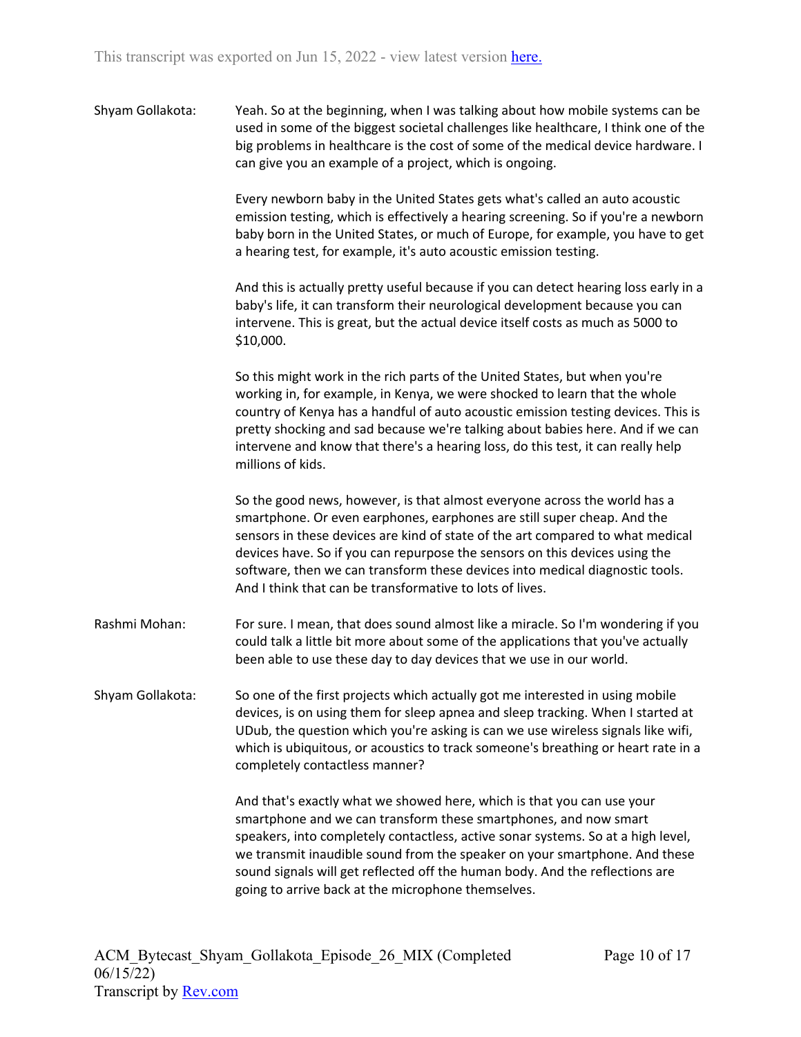Shyam Gollakota: Yeah. So at the beginning, when I was talking about how mobile systems can be used in some of the biggest societal challenges like healthcare, I think one of the big problems in healthcare is the cost of some of the medical device hardware. I can give you an example of a project, which is ongoing.

Every newborn baby in the United States gets what's called an auto acoustic emission testing, which is effectively a hearing screening. So if you're a newborn baby born in the United States, or much of Europe, for example, you have to get a hearing test, for example, it's auto acoustic emission testing.

And this is actually pretty useful because if you can detect hearing loss early in a baby's life, it can transform their neurological development because you can intervene. This is great, but the actual device itself costs as much as 5000 to $10,000.

So this might work in the rich parts of the United States, but when you're working in, for example, in Kenya, we were shocked to learn that the whole country of Kenya has a handful of auto acoustic emission testing devices. This is pretty shocking and sad because we're talking about babies here. And if we can intervene and know that there's a hearing loss, do this test, it can really help millions of kids.

So the good news, however, is that almost everyone across the world has a smartphone. Or even earphones, earphones are still super cheap. And the sensors in these devices are kind of state of the art compared to what medical devices have. So if you can repurpose the sensors on this devices using the software, then we can transform these devices into medical diagnostic tools. And I think that can be transformative to lots of lives.

Rashmi Mohan: For sure. I mean, that does sound almost like a miracle. So I'm wondering if you could talk a little bit more about some of the applications that you've actually been able to use these day to day devices that we use in our world.

Shyam Gollakota: So one of the first projects which actually got me interested in using mobile devices, is on using them for sleep apnea and sleep tracking. When I started at UDub, the question which you're asking is can we use wireless signals like wifi, which is ubiquitous, or acoustics to track someone's breathing or heart rate in a completely contactless manner?

And that's exactly what we showed here, which is that you can use your smartphone and we can transform these smartphones, and now smart speakers, into completely contactless, active sonar systems. So at a high level, we transmit inaudible sound from the speaker on your smartphone. And these sound signals will get reflected off the human body. And the reflections are going to arrive back at the microphone themselves.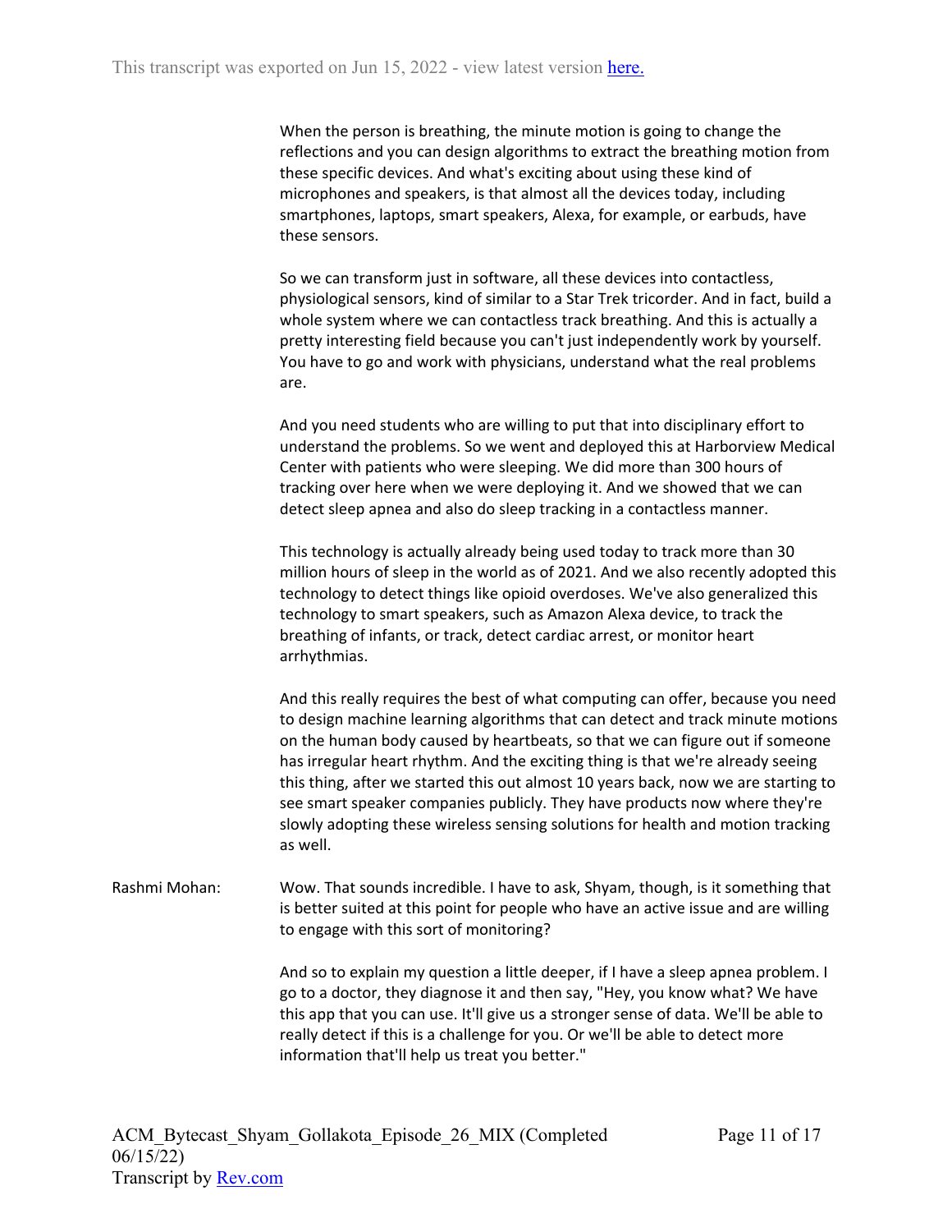When the person is breathing, the minute motion is going to change the reflections and you can design algorithms to extract the breathing motion from these specific devices. And what's exciting about using these kind of microphones and speakers, is that almost all the devices today, including smartphones, laptops, smart speakers, Alexa, for example, or earbuds, have these sensors.

So we can transform just in software, all these devices into contactless, physiological sensors, kind of similar to a Star Trek tricorder. And in fact, build a whole system where we can contactless track breathing. And this is actually a pretty interesting field because you can't just independently work by yourself. You have to go and work with physicians, understand what the real problems are.

And you need students who are willing to put that into disciplinary effort to understand the problems. So we went and deployed this at Harborview Medical Center with patients who were sleeping. We did more than 300 hours of tracking over here when we were deploying it. And we showed that we can detect sleep apnea and also do sleep tracking in a contactless manner.

This technology is actually already being used today to track more than 30 million hours of sleep in the world as of 2021. And we also recently adopted this technology to detect things like opioid overdoses. We've also generalized this technology to smart speakers, such as Amazon Alexa device, to track the breathing of infants, or track, detect cardiac arrest, or monitor heart arrhythmias.

And this really requires the best of what computing can offer, because you need to design machine learning algorithms that can detect and track minute motions on the human body caused by heartbeats, so that we can figure out if someone has irregular heart rhythm. And the exciting thing is that we're already seeing this thing, after we started this out almost 10 years back, now we are starting to see smart speaker companies publicly. They have products now where they're slowly adopting these wireless sensing solutions for health and motion tracking as well.

Rashmi Mohan: Wow. That sounds incredible. I have to ask, Shyam, though, is it something that is better suited at this point for people who have an active issue and are willing to engage with this sort of monitoring?

And so to explain my question a little deeper, if I have a sleep apnea problem. I go to a doctor, they diagnose it and then say, "Hey, you know what? We have this app that you can use. It'll give us a stronger sense of data. We'll be able to really detect if this is a challenge for you. Or we'll be able to detect more information that'll help us treat you better."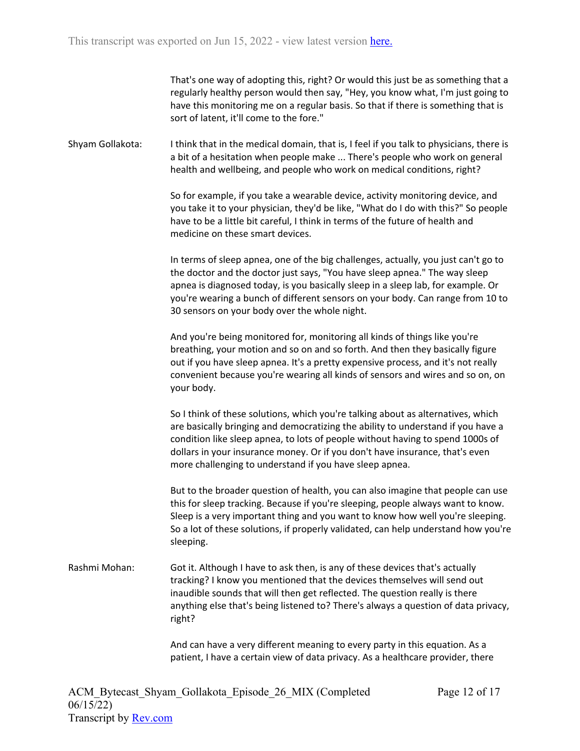That's one way of adopting this, right? Or would this just be as something that a regularly healthy person would then say, "Hey, you know what, I'm just going to have this monitoring me on a regular basis. So that if there is something that is sort of latent, it'll come to the fore."

**Shyam Gollakota:** I think that in the medical domain, that is, I feel if you talk to physicians, there is a bit of a hesitation when people make ... There's people who work on general health and wellbeing, and people who work on medical conditions, right?

So for example, if you take a wearable device, activity monitoring device, and you take it to your physician, they'd be like, "What do I do with this?" So people have to be a little bit careful, I think in terms of the future of health and medicine on these smart devices.

In terms of sleep apnea, one of the big challenges, actually, you just can't go to the doctor and the doctor just says, "You have sleep apnea." The way sleep apnea is diagnosed today, is you basically sleep in a sleep lab, for example. Or you're wearing a bunch of different sensors on your body. Can range from 10 to 30 sensors on your body over the whole night.

And you're being monitored for, monitoring all kinds of things like you're breathing, your motion and so on and so forth. And then they basically figure out if you have sleep apnea. It's a pretty expensive process, and it's not really convenient because you're wearing all kinds of sensors and wires and so on, on your body.

So I think of these solutions, which you're talking about as alternatives, which are basically bringing and democratizing the ability to understand if you have a condition like sleep apnea, to lots of people without having to spend 1000s of dollars in your insurance money. Or if you don't have insurance, that's even more challenging to understand if you have sleep apnea.

But to the broader question of health, you can also imagine that people can use this for sleep tracking. Because if you're sleeping, people always want to know. Sleep is a very important thing and you want to know how well you're sleeping. So a lot of these solutions, if properly validated, can help understand how you're sleeping.

**Rashmi Mohan:** Got it. Although I have to ask then, is any of these devices that's actually tracking? I know you mentioned that the devices themselves will send out inaudible sounds that will then get reflected. The question really is there anything else that's being listened to? There's always a question of data privacy, right?

And can have a very different meaning to every party in this equation. As a patient, I have a certain view of data privacy. As a healthcare provider, there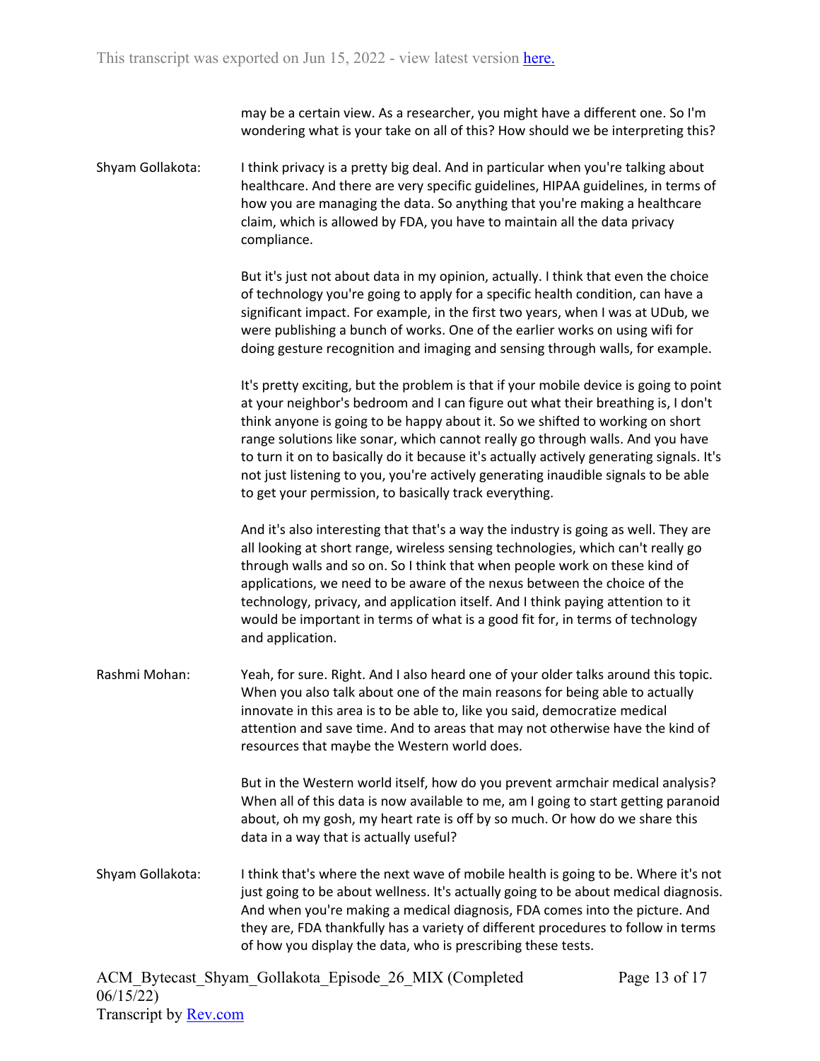may be a certain view. As a researcher, you might have a different one. So I'm wondering what is your take on all of this? How should we be interpreting this?

Shyam Gollakota: I think privacy is a pretty big deal. And in particular when you're talking about healthcare. And there are very specific guidelines, HIPAA guidelines, in terms of how you are managing the data. So anything that you're making a healthcare claim, which is allowed by FDA, you have to maintain all the data privacy compliance.

But it's just not about data in my opinion, actually. I think that even the choice of technology you're going to apply for a specific health condition, can have a significant impact. For example, in the first two years, when I was at UDub, we were publishing a bunch of works. One of the earlier works on using wifi for doing gesture recognition and imaging and sensing through walls, for example.

It's pretty exciting, but the problem is that if your mobile device is going to point at your neighbor's bedroom and I can figure out what their breathing is, I don't think anyone is going to be happy about it. So we shifted to working on short range solutions like sonar, which cannot really go through walls. And you have to turn it on to basically do it because it's actually actively generating signals. It's not just listening to you, you're actively generating inaudible signals to be able to get your permission, to basically track everything.

And it's also interesting that that's a way the industry is going as well. They are all looking at short range, wireless sensing technologies, which can't really go through walls and so on. So I think that when people work on these kind of applications, we need to be aware of the nexus between the choice of the technology, privacy, and application itself. And I think paying attention to it would be important in terms of what is a good fit for, in terms of technology and application.

Rashmi Mohan: Yeah, for sure. Right. And I also heard one of your older talks around this topic. When you also talk about one of the main reasons for being able to actually innovate in this area is to be able to, like you said, democratize medical attention and save time. And to areas that may not otherwise have the kind of resources that maybe the Western world does.

But in the Western world itself, how do you prevent armchair medical analysis? When all of this data is now available to me, am I going to start getting paranoid about, oh my gosh, my heart rate is off by so much. Or how do we share this data in a way that is actually useful?

Shyam Gollakota: I think that's where the next wave of mobile health is going to be. Where it's not just going to be about wellness. It's actually going to be about medical diagnosis. And when you're making a medical diagnosis, FDA comes into the picture. And they are, FDA thankfully has a variety of different procedures to follow in terms of how you display the data, who is prescribing these tests.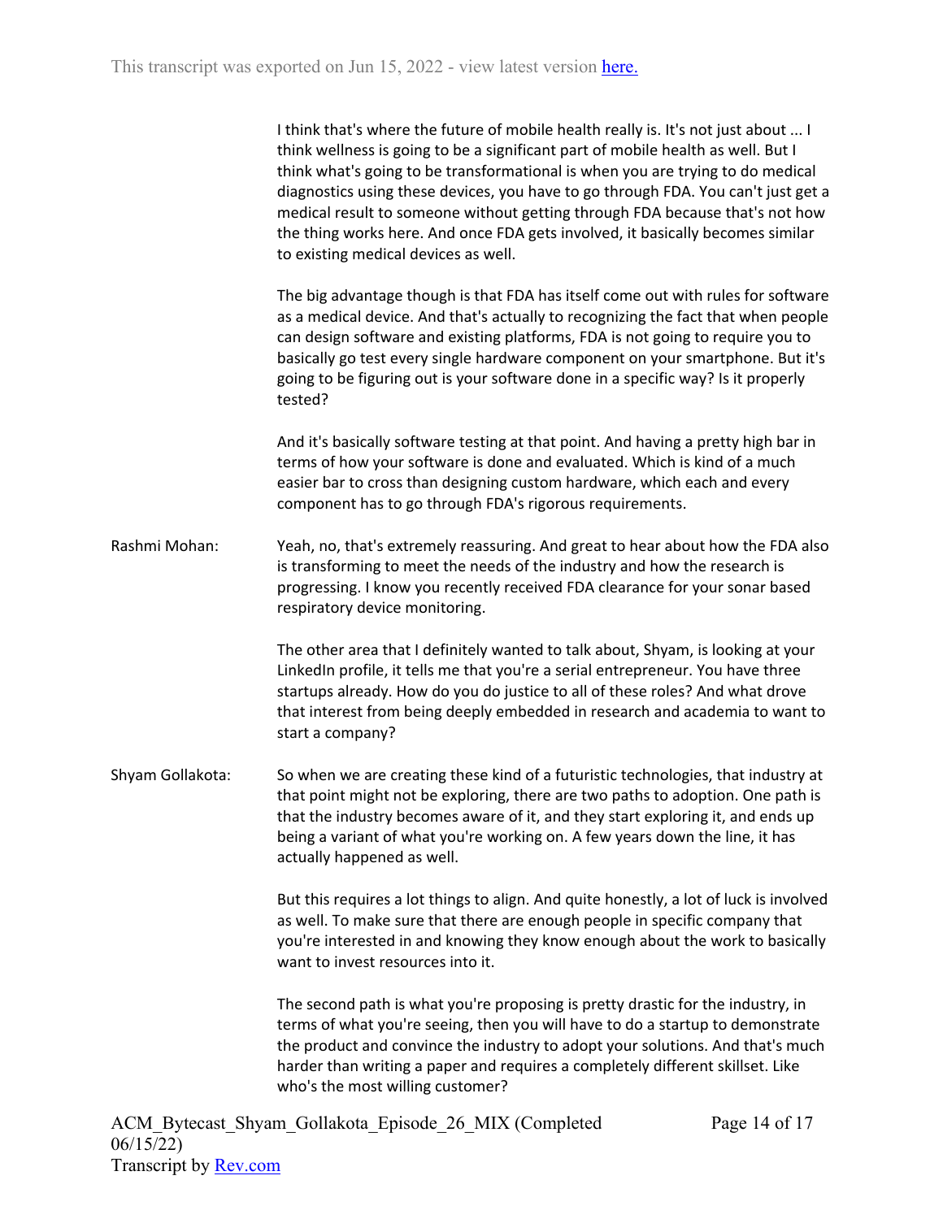I think that's where the future of mobile health really is. It's not just about ... I think wellness is going to be a significant part of mobile health as well. But I think what's going to be transformational is when you are trying to do medical diagnostics using these devices, you have to go through FDA. You can't just get a medical result to someone without getting through FDA because that's not how the thing works here. And once FDA gets involved, it basically becomes similar to existing medical devices as well.

The big advantage though is that FDA has itself come out with rules for software as a medical device. And that's actually to recognizing the fact that when people can design software and existing platforms, FDA is not going to require you to basically go test every single hardware component on your smartphone. But it's going to be figuring out is your software done in a specific way? Is it properly tested?

And it's basically software testing at that point. And having a pretty high bar in terms of how your software is done and evaluated. Which is kind of a much easier bar to cross than designing custom hardware, which each and every component has to go through FDA's rigorous requirements.

**Rashmi Mohan:** Yeah, no, that's extremely reassuring. And great to hear about how the FDA also is transforming to meet the needs of the industry and how the research is progressing. I know you recently received FDA clearance for your sonar based respiratory device monitoring.

The other area that I definitely wanted to talk about, Shyam, is looking at your LinkedIn profile, it tells me that you're a serial entrepreneur. You have three startups already. How do you do justice to all of these roles? And what drove that interest from being deeply embedded in research and academia to want to start a company?

**Shyam Gollakota:** So when we are creating these kind of a futuristic technologies, that industry at that point might not be exploring, there are two paths to adoption. One path is that the industry becomes aware of it, and they start exploring it, and ends up being a variant of what you're working on. A few years down the line, it has actually happened as well.

But this requires a lot things to align. And quite honestly, a lot of luck is involved as well. To make sure that there are enough people in specific company that you're interested in and knowing they know enough about the work to basically want to invest resources into it.

The second path is what you're proposing is pretty drastic for the industry, in terms of what you're seeing, then you will have to do a startup to demonstrate the product and convince the industry to adopt your solutions. And that's much harder than writing a paper and requires a completely different skillset. Like who's the most willing customer?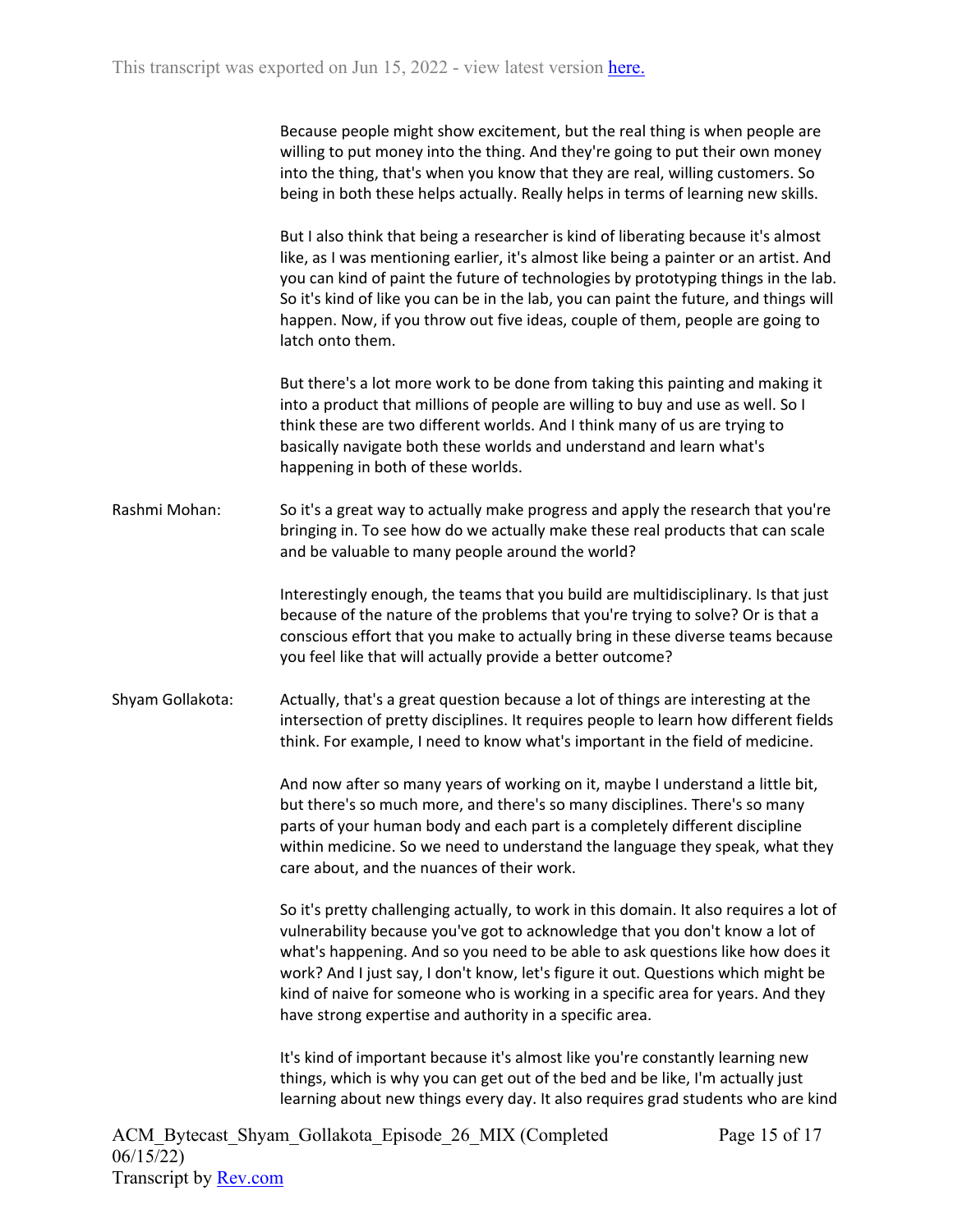Because people might show excitement, but the real thing is when people are willing to put money into the thing. And they're going to put their own money into the thing, that's when you know that they are real, willing customers. So being in both these helps actually. Really helps in terms of learning new skills.

But I also think that being a researcher is kind of liberating because it's almost like, as I was mentioning earlier, it's almost like being a painter or an artist. And you can kind of paint the future of technologies by prototyping things in the lab. So it's kind of like you can be in the lab, you can paint the future, and things will happen. Now, if you throw out five ideas, couple of them, people are going to latch onto them.

But there's a lot more work to be done from taking this painting and making it into a product that millions of people are willing to buy and use as well. So I think these are two different worlds. And I think many of us are trying to basically navigate both these worlds and understand and learn what's happening in both of these worlds.

Rashmi Mohan: So it's a great way to actually make progress and apply the research that you're bringing in. To see how do we actually make these real products that can scale and be valuable to many people around the world?

Interestingly enough, the teams that you build are multidisciplinary. Is that just because of the nature of the problems that you're trying to solve? Or is that a conscious effort that you make to actually bring in these diverse teams because you feel like that will actually provide a better outcome?

Shyam Gollakota: Actually, that's a great question because a lot of things are interesting at the intersection of pretty disciplines. It requires people to learn how different fields think. For example, I need to know what's important in the field of medicine.

And now after so many years of working on it, maybe I understand a little bit, but there's so much more, and there's so many disciplines. There's so many parts of your human body and each part is a completely different discipline within medicine. So we need to understand the language they speak, what they care about, and the nuances of their work.

So it's pretty challenging actually, to work in this domain. It also requires a lot of vulnerability because you've got to acknowledge that you don't know a lot of what's happening. And so you need to be able to ask questions like how does it work? And I just say, I don't know, let's figure it out. Questions which might be kind of naive for someone who is working in a specific area for years. And they have strong expertise and authority in a specific area.

It's kind of important because it's almost like you're constantly learning new things, which is why you can get out of the bed and be like, I'm actually just learning about new things every day. It also requires grad students who are kind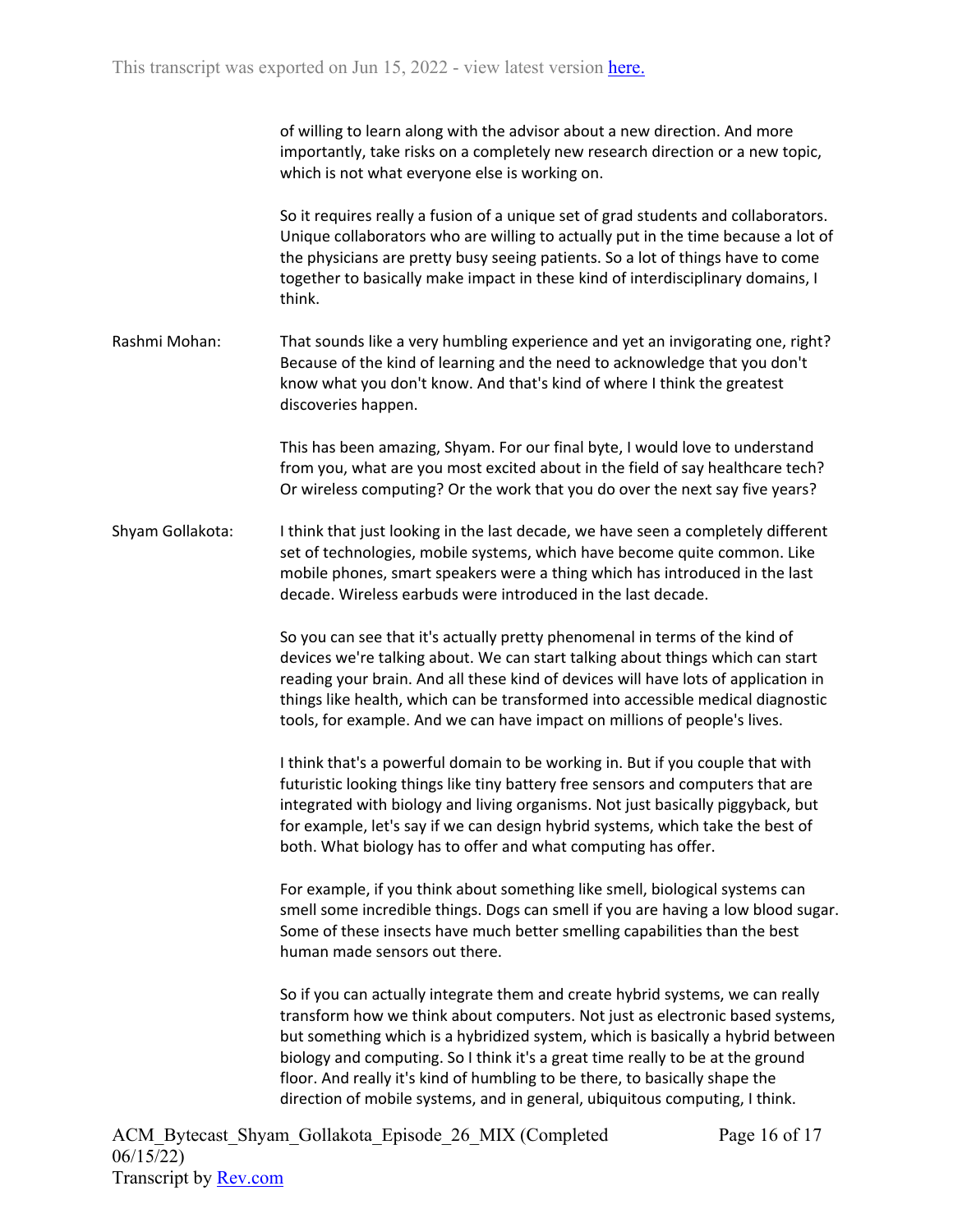of willing to learn along with the advisor about a new direction. And more importantly, take risks on a completely new research direction or a new topic, which is not what everyone else is working on.

So it requires really a fusion of a unique set of grad students and collaborators. Unique collaborators who are willing to actually put in the time because a lot of the physicians are pretty busy seeing patients. So a lot of things have to come together to basically make impact in these kind of interdisciplinary domains, I think.

Rashmi Mohan: That sounds like a very humbling experience and yet an invigorating one, right? Because of the kind of learning and the need to acknowledge that you don't know what you don't know. And that's kind of where I think the greatest discoveries happen.

This has been amazing, Shyam. For our final byte, I would love to understand from you, what are you most excited about in the field of say healthcare tech? Or wireless computing? Or the work that you do over the next say five years?

Shyam Gollakota: I think that just looking in the last decade, we have seen a completely different set of technologies, mobile systems, which have become quite common. Like mobile phones, smart speakers were a thing which has introduced in the last decade. Wireless earbuds were introduced in the last decade.

So you can see that it's actually pretty phenomenal in terms of the kind of devices we're talking about. We can start talking about things which can start reading your brain. And all these kind of devices will have lots of application in things like health, which can be transformed into accessible medical diagnostic tools, for example. And we can have impact on millions of people's lives.

I think that's a powerful domain to be working in. But if you couple that with futuristic looking things like tiny battery free sensors and computers that are integrated with biology and living organisms. Not just basically piggyback, but for example, let's say if we can design hybrid systems, which take the best of both. What biology has to offer and what computing has offer.

For example, if you think about something like smell, biological systems can smell some incredible things. Dogs can smell if you are having a low blood sugar. Some of these insects have much better smelling capabilities than the best human made sensors out there.

So if you can actually integrate them and create hybrid systems, we can really transform how we think about computers. Not just as electronic based systems, but something which is a hybridized system, which is basically a hybrid between biology and computing. So I think it's a great time really to be at the ground floor. And really it's kind of humbling to be there, to basically shape the direction of mobile systems, and in general, ubiquitous computing, I think.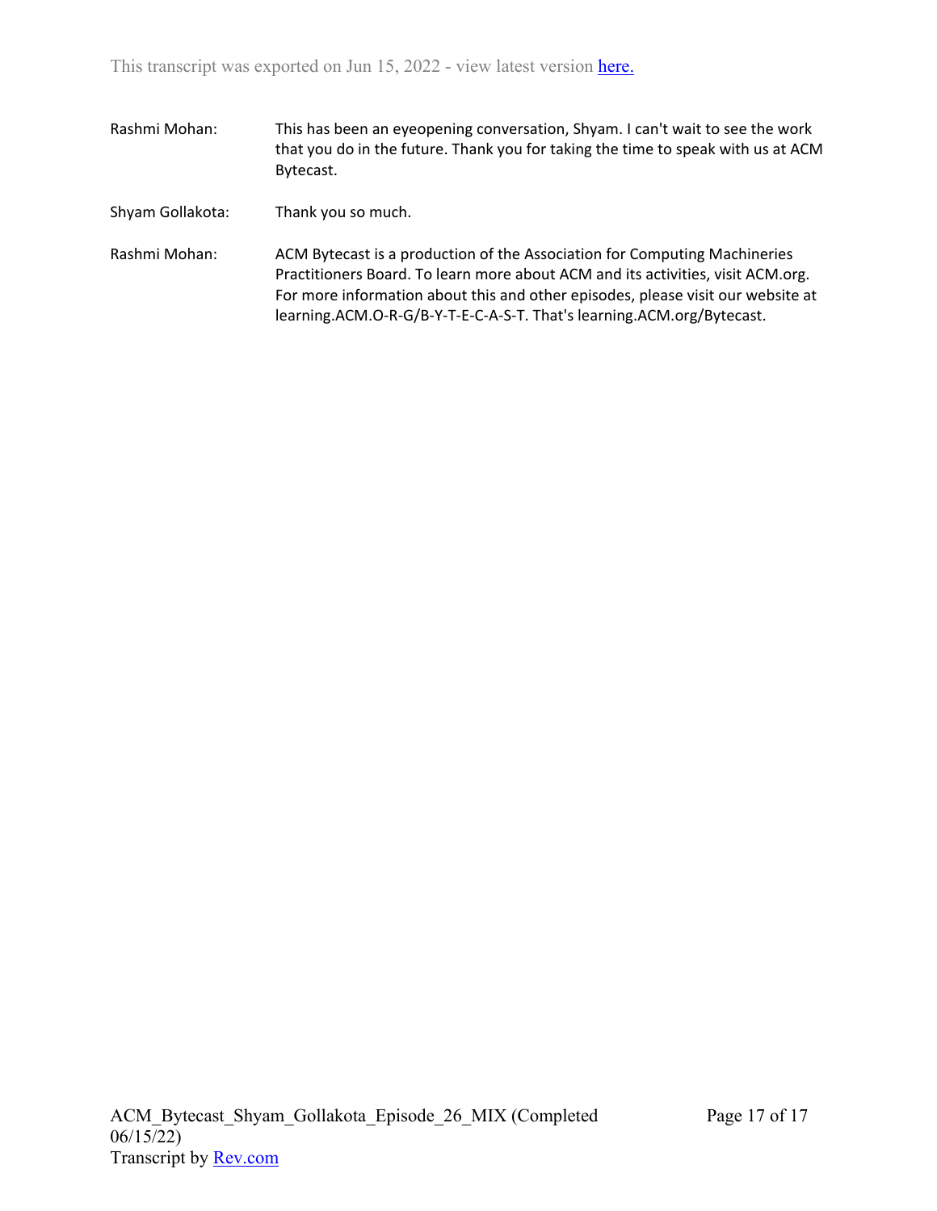Rashmi Mohan: This has been an eyeopening conversation, Shyam. I can't wait to see the work that you do in the future. Thank you for taking the time to speak with us at ACM Bytecast.

Shyam Gollakota: Thank you so much.

Rashmi Mohan: ACM Bytecast is a production of the Association for Computing Machineries Practitioners Board. To learn more about ACM and its activities, visit ACM.org. For more information about this and other episodes, please visit our website at learning.ACM.O-R-G/B-Y-T-E-C-A-S-T. That's learning.ACM.org/Bytecast.